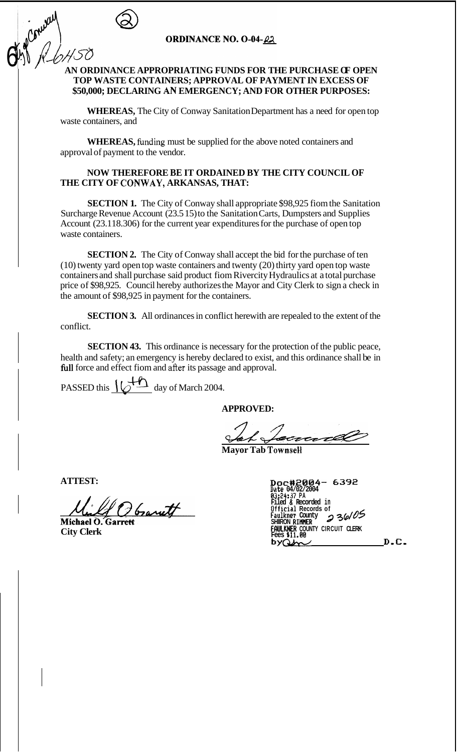# ORDINANCE NO. O-04-22

**AN ORDINANCE APPROPRIATING FUNDS FOR THE PURCHASE OF OPEN TOP WASTE CONTAINERS; APPROVAL OF PAYMENT IN EXCESS OF $50,000; DECLARING AN EMERGENCY; AND FOR OTHER PURPOSES:**

**WHEREAS,** The City of Conway Sanitation Department has a need for open top waste containers, and

**WHEREAS,** funding must be supplied for the above noted containers and approval of payment to the vendor.

**NOW THEREFORE BE IT ORDAINED BY THE CITY COUNCIL OF THE CITY OF CONWAY, ARKANSAS, THAT:**

**SECTION 1.** The City of Conway shall appropriate $98,925 from the Sanitation Surcharge Revenue Account (23.5 15) to the Sanitation Carts, Dumpsters and Supplies Account (23.118.306) for the current year expenditures for the purchase of open top waste containers.

**SECTION 2.** The City of Conway shall accept the bid for the purchase of ten (10) twenty yard open top waste containers and twenty (20) thirty yard open top waste containers and shall purchase said product from Rivercity Hydraulics at a total purchase price of $98,925. Council hereby authorizes the Mayor and City Clerk to sign a check in the amount of $98,925 in payment for the containers.

**SECTION 3.** All ordinances in conflict herewith are repealed to the extent of the conflict.

**SECTION 43.** This ordinance is necessary for the protection of the public peace, health and safety; an emergency is hereby declared to exist, and this ordinance shall be in full force and effect from and after its passage and approval.

PASSED this 16th day of March 2004.

**APPROVED:**

**Mayor Tab Townsell**

**ATTEST:**

**Michael O. Garrett**
**City Clerk**

Doc#2004- 6392
Date 04/02/2004
03:24:37 PM
Filed & Recorded in
Official Records of
Faulkner County
SHARON RIMMER
FAULKNER COUNTY CIRCUIT CLERK
Fees $11.00
by ________ D.C.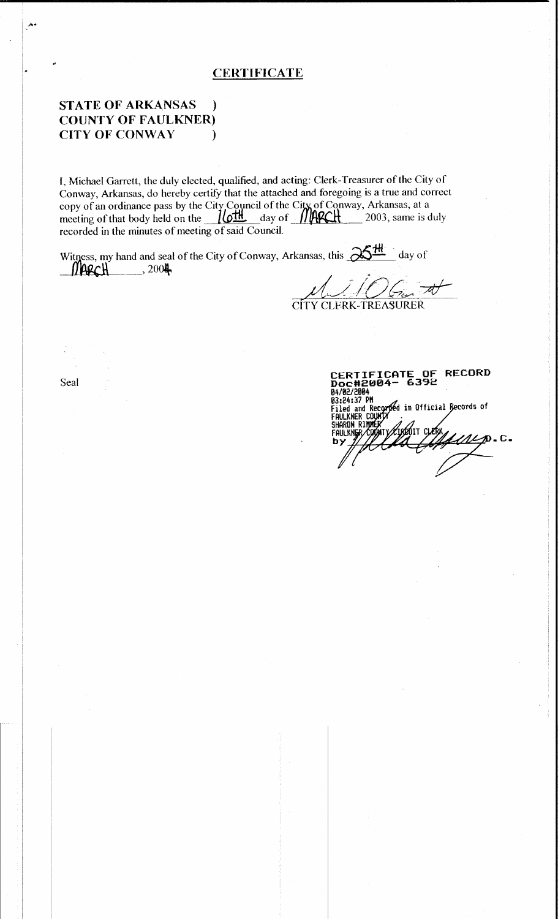## CERTIFICATE

**STATE OF ARKANSAS )**
**COUNTY OF FAULKNER)**
**CITY OF CONWAY )**

I, Michael Garrett, the duly elected, qualified, and acting: Clerk-Treasurer of the City of Conway, Arkansas, do hereby certify that the attached and foregoing is a true and correct copy of an ordinance pass by the City Council of the City of Conway, Arkansas, at a meeting of that body held on the 16TH day of MARCH 2003, same is duly recorded in the minutes of meeting of said Council.

Witness, my hand and seal of the City of Conway, Arkansas, this 25TH day of MARCH, 2004

CITY CLERK-TREASURER

Seal

CERTIFICATE OF RECORD
Doc#2004- 6392
04/02/2004
03:24:37 PM
Filed and Recorded in Official Records of
FAULKNER COUNTY
SHARON RIMMER
FAULKNER COUNTY CIRCUIT CLERK
by D.C.